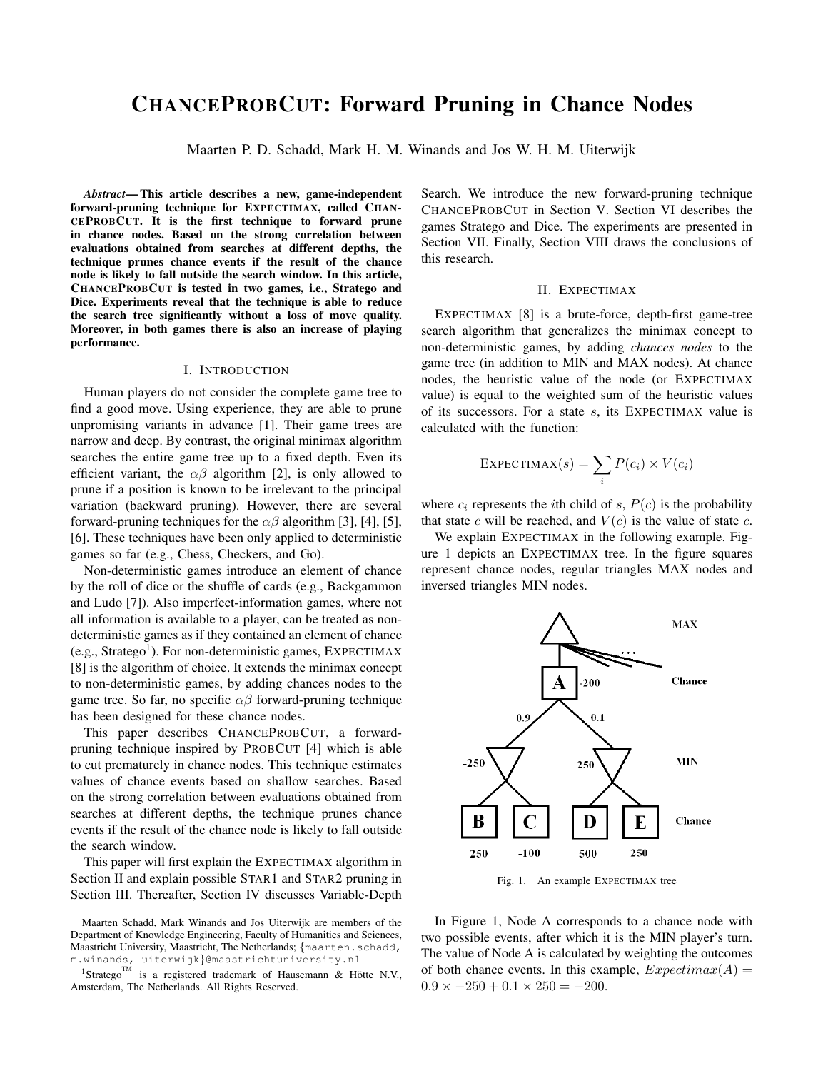# CHANCEPROBCUT: Forward Pruning in Chance Nodes

Maarten P. D. Schadd, Mark H. M. Winands and Jos W. H. M. Uiterwijk

***Abstract*— This article describes a new, game-independent forward-pruning technique for EXPECTIMAX, called CHANCEPROBCUT. It is the first technique to forward prune in chance nodes. Based on the strong correlation between evaluations obtained from searches at different depths, the technique prunes chance events if the result of the chance node is likely to fall outside the search window. In this article, CHANCEPROBCUT is tested in two games, i.e., Stratego and Dice. Experiments reveal that the technique is able to reduce the search tree significantly without a loss of move quality. Moreover, in both games there is also an increase of playing performance.**

## I. INTRODUCTION

Human players do not consider the complete game tree to find a good move. Using experience, they are able to prune unpromising variants in advance [1]. Their game trees are narrow and deep. By contrast, the original minimax algorithm searches the entire game tree up to a fixed depth. Even its efficient variant, the $\alpha\beta$ algorithm [2], is only allowed to prune if a position is known to be irrelevant to the principal variation (backward pruning). However, there are several forward-pruning techniques for the $\alpha\beta$ algorithm [3], [4], [5], [6]. These techniques have been only applied to deterministic games so far (e.g., Chess, Checkers, and Go).

Non-deterministic games introduce an element of chance by the roll of dice or the shuffle of cards (e.g., Backgammon and Ludo [7]). Also imperfect-information games, where not all information is available to a player, can be treated as non-deterministic games as if they contained an element of chance (e.g., Stratego[1]). For non-deterministic games, EXPECTIMAX [8] is the algorithm of choice. It extends the minimax concept to non-deterministic games, by adding chances nodes to the game tree. So far, no specific $\alpha\beta$ forward-pruning technique has been designed for these chance nodes.

This paper describes CHANCEPROBCUT, a forward-pruning technique inspired by PROBCUT [4] which is able to cut prematurely in chance nodes. This technique estimates values of chance events based on shallow searches. Based on the strong correlation between evaluations obtained from searches at different depths, the technique prunes chance events if the result of the chance node is likely to fall outside the search window.

This paper will first explain the EXPECTIMAX algorithm in Section II and explain possible STAR1 and STAR2 pruning in Section III. Thereafter, Section IV discusses Variable-Depth Search. We introduce the new forward-pruning technique CHANCEPROBCUT in Section V. Section VI describes the games Stratego and Dice. The experiments are presented in Section VII. Finally, Section VIII draws the conclusions of this research.

Maarten Schadd, Mark Winands and Jos Uiterwijk are members of the Department of Knowledge Engineering, Faculty of Humanities and Sciences, Maastricht University, Maastricht, The Netherlands; {maarten.schadd, m.winands, uiterwijk}@maastrichtuniversity.nl

[1] Stratego™ is a registered trademark of Hausemann & Hötte N.V., Amsterdam, The Netherlands. All Rights Reserved.

## II. EXPECTIMAX

EXPECTIMAX [8] is a brute-force, depth-first game-tree search algorithm that generalizes the minimax concept to non-deterministic games, by adding *chances nodes* to the game tree (in addition to MIN and MAX nodes). At chance nodes, the heuristic value of the node (or EXPECTIMAX value) is equal to the weighted sum of the heuristic values of its successors. For a state $s$, its EXPECTIMAX value is calculated with the function:

$$\text{EXPECTIMAX}(s) = \sum_i P(c_i) \times V(c_i)$$

where $c_i$ represents the $i$th child of $s$, $P(c)$ is the probability that state $c$ will be reached, and $V(c)$ is the value of state $c$.

We explain EXPECTIMAX in the following example. Figure 1 depicts an EXPECTIMAX tree. In the figure squares represent chance nodes, regular triangles MAX nodes and inversed triangles MIN nodes.

Fig. 1. An example EXPECTIMAX tree

In Figure 1, Node A corresponds to a chance node with two possible events, after which it is the MIN player's turn. The value of Node A is calculated by weighting the outcomes of both chance events. In this example, $Expectimax(A) = 0.9 \times -250 + 0.1 \times 250 = -200$.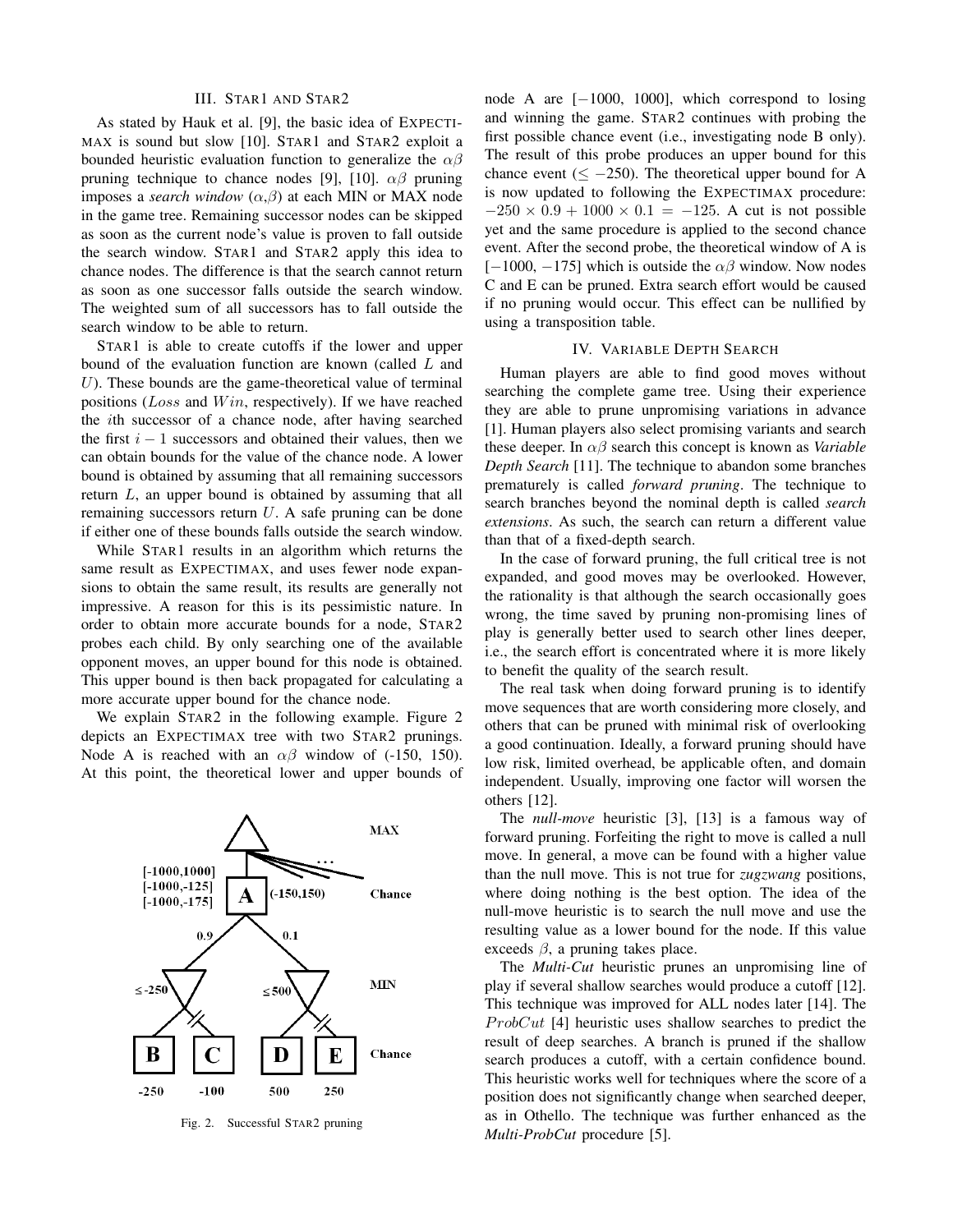## III. STAR1 AND STAR2

As stated by Hauk et al. [9], the basic idea of EXPECTIMAX is sound but slow [10]. STAR1 and STAR2 exploit a bounded heuristic evaluation function to generalize the $\alpha\beta$ pruning technique to chance nodes [9], [10]. $\alpha\beta$ pruning imposes a *search window* ($\alpha$,$\beta$) at each MIN or MAX node in the game tree. Remaining successor nodes can be skipped as soon as the current node's value is proven to fall outside the search window. STAR1 and STAR2 apply this idea to chance nodes. The difference is that the search cannot return as soon as one successor falls outside the search window. The weighted sum of all successors has to fall outside the search window to be able to return.

STAR1 is able to create cutoffs if the lower and upper bound of the evaluation function are known (called $L$ and $U$). These bounds are the game-theoretical value of terminal positions ($Loss$ and $Win$, respectively). If we have reached the $i$th successor of a chance node, after having searched the first $i-1$ successors and obtained their values, then we can obtain bounds for the value of the chance node. A lower bound is obtained by assuming that all remaining successors return $L$, an upper bound is obtained by assuming that all remaining successors return $U$. A safe pruning can be done if either one of these bounds falls outside the search window.

While STAR1 results in an algorithm which returns the same result as EXPECTIMAX, and uses fewer node expansions to obtain the same result, its results are generally not impressive. A reason for this is its pessimistic nature. In order to obtain more accurate bounds for a node, STAR2 probes each child. By only searching one of the available opponent moves, an upper bound for this node is obtained. This upper bound is then back propagated for calculating a more accurate upper bound for the chance node.

We explain STAR2 in the following example. Figure 2 depicts an EXPECTIMAX tree with two STAR2 prunings. Node A is reached with an $\alpha\beta$ window of (-150, 150). At this point, the theoretical lower and upper bounds of node A are $[-1000, 1000]$, which correspond to losing and winning the game. STAR2 continues with probing the first possible chance event (i.e., investigating node B only). The result of this probe produces an upper bound for this chance event ($\leq -250$). The theoretical upper bound for A is now updated to following the EXPECTIMAX procedure: $-250 \times 0.9 + 1000 \times 0.1 = -125$. A cut is not possible yet and the same procedure is applied to the second chance event. After the second probe, the theoretical window of A is $[-1000, -175]$ which is outside the $\alpha\beta$ window. Now nodes C and E can be pruned. Extra search effort would be caused if no pruning would occur. This effect can be nullified by using a transposition table.

Fig. 2. Successful STAR2 pruning

## IV. VARIABLE DEPTH SEARCH

Human players are able to find good moves without searching the complete game tree. Using their experience they are able to prune unpromising variations in advance [1]. Human players also select promising variants and search these deeper. In $\alpha\beta$ search this concept is known as *Variable Depth Search* [11]. The technique to abandon some branches prematurely is called *forward pruning*. The technique to search branches beyond the nominal depth is called *search extensions*. As such, the search can return a different value than that of a fixed-depth search.

In the case of forward pruning, the full critical tree is not expanded, and good moves may be overlooked. However, the rationality is that although the search occasionally goes wrong, the time saved by pruning non-promising lines of play is generally better used to search other lines deeper, i.e., the search effort is concentrated where it is more likely to benefit the quality of the search result.

The real task when doing forward pruning is to identify move sequences that are worth considering more closely, and others that can be pruned with minimal risk of overlooking a good continuation. Ideally, a forward pruning should have low risk, limited overhead, be applicable often, and domain independent. Usually, improving one factor will worsen the others [12].

The *null-move* heuristic [3], [13] is a famous way of forward pruning. Forfeiting the right to move is called a null move. In general, a move can be found with a higher value than the null move. This is not true for *zugzwang* positions, where doing nothing is the best option. The idea of the null-move heuristic is to search the null move and use the resulting value as a lower bound for the node. If this value exceeds $\beta$, a pruning takes place.

The *Multi-Cut* heuristic prunes an unpromising line of play if several shallow searches would produce a cutoff [12]. This technique was improved for ALL nodes later [14]. The $ProbCut$ [4] heuristic uses shallow searches to predict the result of deep searches. A branch is pruned if the shallow search produces a cutoff, with a certain confidence bound. This heuristic works well for techniques where the score of a position does not significantly change when searched deeper, as in Othello. The technique was further enhanced as the *Multi-ProbCut* procedure [5].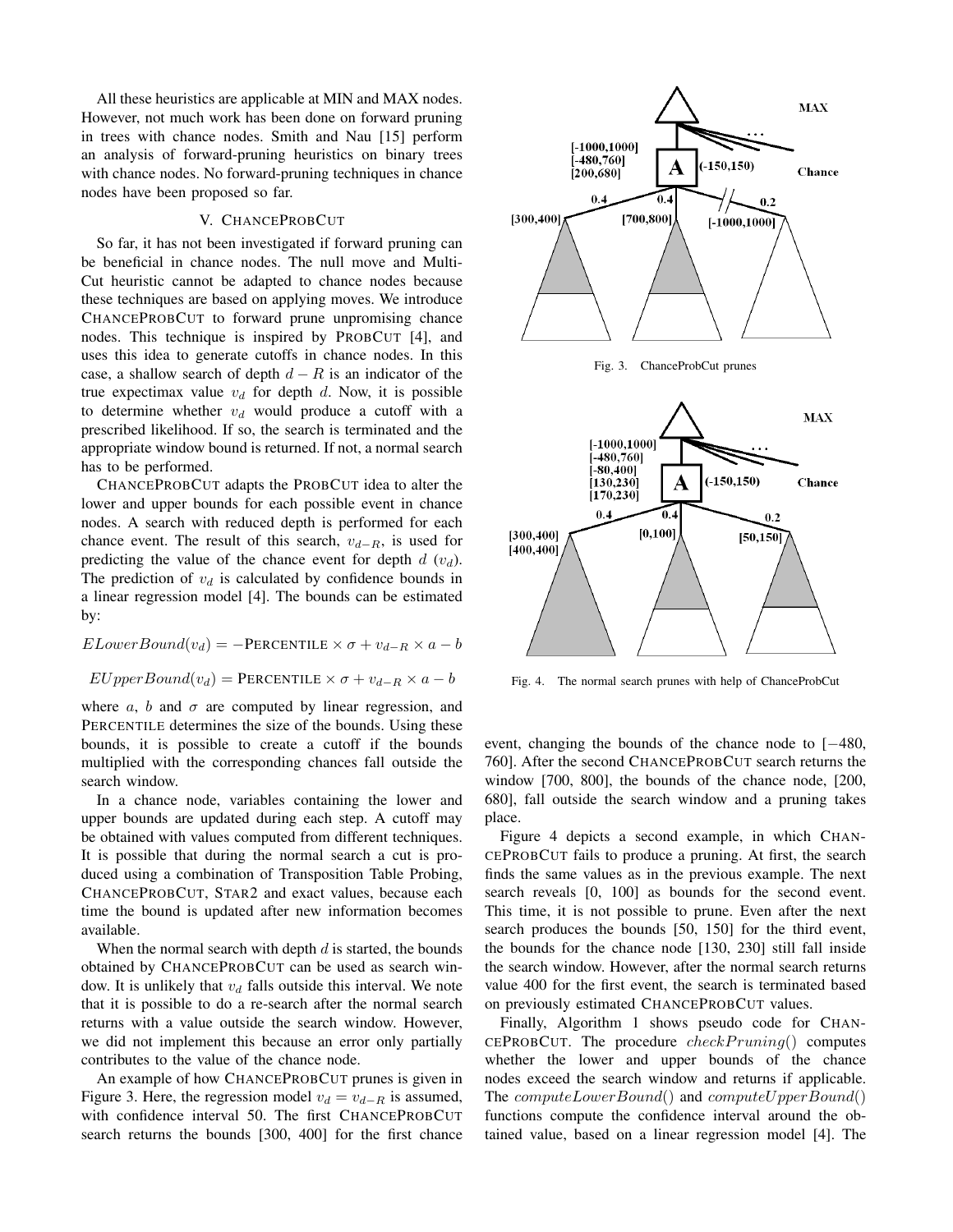All these heuristics are applicable at MIN and MAX nodes. However, not much work has been done on forward pruning in trees with chance nodes. Smith and Nau [15] perform an analysis of forward-pruning heuristics on binary trees with chance nodes. No forward-pruning techniques in chance nodes have been proposed so far.

## V. ChanceProbCut

So far, it has not been investigated if forward pruning can be beneficial in chance nodes. The null move and Multi-Cut heuristic cannot be adapted to chance nodes because these techniques are based on applying moves. We introduce ChanceProbCut to forward prune unpromising chance nodes. This technique is inspired by ProbCut [4], and uses this idea to generate cutoffs in chance nodes. In this case, a shallow search of depth $d - R$ is an indicator of the true expectimax value $v_d$ for depth $d$. Now, it is possible to determine whether $v_d$ would produce a cutoff with a prescribed likelihood. If so, the search is terminated and the appropriate window bound is returned. If not, a normal search has to be performed.

ChanceProbCut adapts the ProbCut idea to alter the lower and upper bounds for each possible event in chance nodes. A search with reduced depth is performed for each chance event. The result of this search, $v_{d-R}$, is used for predicting the value of the chance event for depth $d$ ($v_d$). The prediction of $v_d$ is calculated by confidence bounds in a linear regression model [4]. The bounds can be estimated by:

$$ELowerBound(v_d) = -\text{PERCENTILE} \times \sigma + v_{d-R} \times a - b$$

$$EUpperBound(v_d) = \text{PERCENTILE} \times \sigma + v_{d-R} \times a - b$$

where $a$, $b$ and $\sigma$ are computed by linear regression, and Percentile determines the size of the bounds. Using these bounds, it is possible to create a cutoff if the bounds multiplied with the corresponding chances fall outside the search window.

In a chance node, variables containing the lower and upper bounds are updated during each step. A cutoff may be obtained with values computed from different techniques. It is possible that during the normal search a cut is produced using a combination of Transposition Table Probing, ChanceProbCut, Star2 and exact values, because each time the bound is updated after new information becomes available.

When the normal search with depth $d$ is started, the bounds obtained by ChanceProbCut can be used as search window. It is unlikely that $v_d$ falls outside this interval. We note that it is possible to do a re-search after the normal search returns with a value outside the search window. However, we did not implement this because an error only partially contributes to the value of the chance node.

An example of how ChanceProbCut prunes is given in Figure 3. Here, the regression model $v_d = v_{d-R}$ is assumed, with confidence interval 50. The first ChanceProbCut search returns the bounds [300, 400] for the first chance event, changing the bounds of the chance node to [−480, 760]. After the second ChanceProbCut search returns the window [700, 800], the bounds of the chance node, [200, 680], fall outside the search window and a pruning takes place.

Fig. 3. ChanceProbCut prunes

Fig. 4. The normal search prunes with help of ChanceProbCut

Figure 4 depicts a second example, in which ChanceProbCut fails to produce a pruning. At first, the search finds the same values as in the previous example. The next search reveals [0, 100] as bounds for the second event. This time, it is not possible to prune. Even after the next search produces the bounds [50, 150] for the third event, the bounds for the chance node [130, 230] still fall inside the search window. However, after the normal search returns value 400 for the first event, the search is terminated based on previously estimated ChanceProbCut values.

Finally, Algorithm 1 shows pseudo code for ChanceProbCut. The procedure $checkPruning()$ computes whether the lower and upper bounds of the chance nodes exceed the search window and returns if applicable. The $computeLowerBound()$ and $computeUpperBound()$ functions compute the confidence interval around the obtained value, based on a linear regression model [4]. The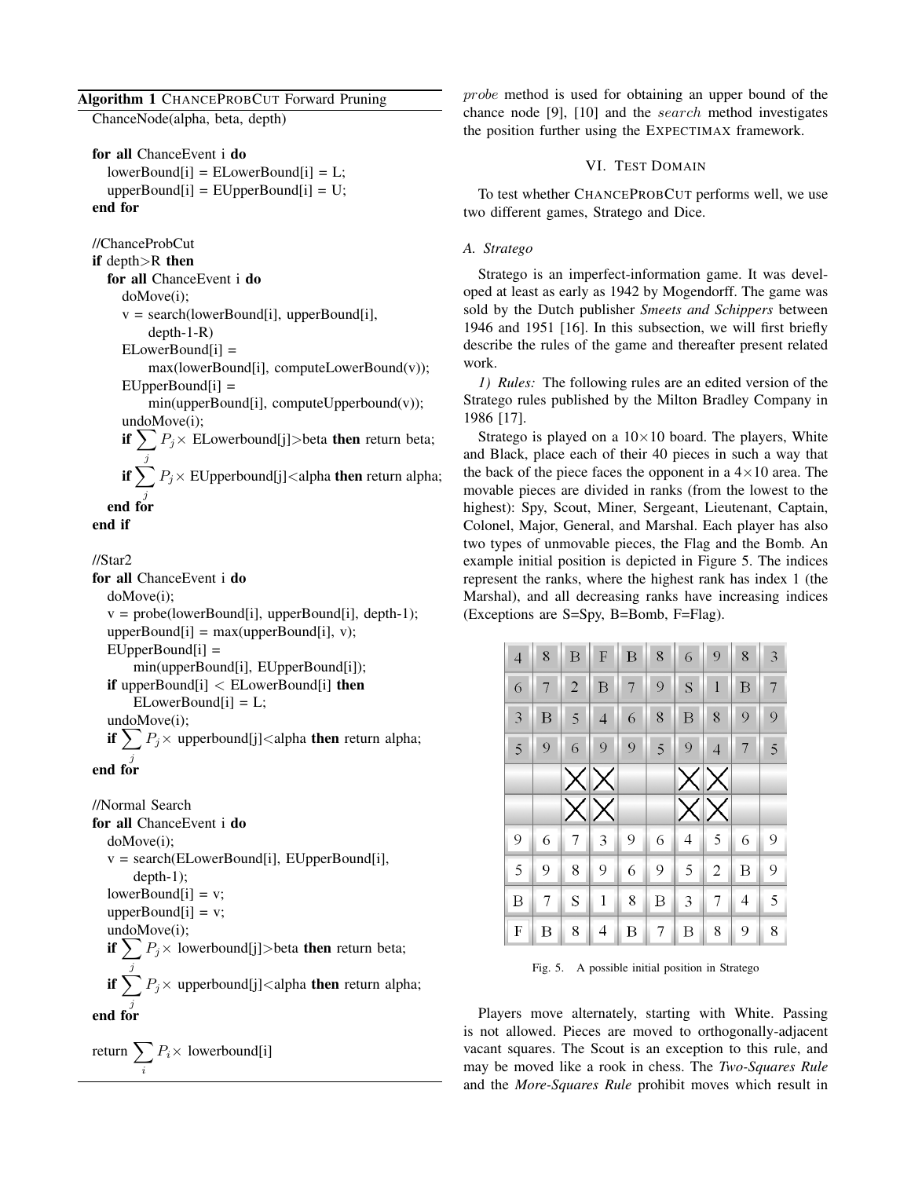**Algorithm 1** CHANCEPROBCUT Forward Pruning

```
ChanceNode(alpha, beta, depth)

for all ChanceEvent i do
    lowerBound[i] = ELowerBound[i] = L;
    upperBound[i] = EUpperBound[i] = U;
end for

//ChanceProbCut
if depth>R then
    for all ChanceEvent i do
        doMove(i);
        v = search(lowerBound[i], upperBound[i],
            depth-1-R)
        ELowerBound[i] =
            max(lowerBound[i], computeLowerBound(v));
        EUpperBound[i] =
            min(upperBound[i], computeUpperbound(v));
        undoMove(i);
        if Σ_j P_j × ELowerbound[j]>beta then return beta;
        if Σ_j P_j × EUpperbound[j]<alpha then return alpha;
    end for
end if

//Star2
for all ChanceEvent i do
    doMove(i);
    v = probe(lowerBound[i], upperBound[i], depth-1);
    upperBound[i] = max(upperBound[i], v);
    EUpperBound[i] =
        min(upperBound[i], EUpperBound[i]);
    if upperBound[i] < ELowerBound[i] then
        ELowerBound[i] = L;
    undoMove(i);
    if Σ_j P_j × upperbound[j]<alpha then return alpha;
end for

//Normal Search
for all ChanceEvent i do
    doMove(i);
    v = search(ELowerBound[i], EUpperBound[i],
        depth-1);
    lowerBound[i] = v;
    upperBound[i] = v;
    undoMove(i);
    if Σ_j P_j × lowerbound[j]>beta then return beta;
    if Σ_j P_j × upperbound[j]<alpha then return alpha;
end for

return Σ_i P_i × lowerbound[i]
```

*probe* method is used for obtaining an upper bound of the chance node [9], [10] and the *search* method investigates the position further using the EXPECTIMAX framework.

## VI. TEST DOMAIN

To test whether CHANCEPROBCUT performs well, we use two different games, Stratego and Dice.

### A. Stratego

Stratego is an imperfect-information game. It was developed at least as early as 1942 by Mogendorff. The game was sold by the Dutch publisher *Smeets and Schippers* between 1946 and 1951 [16]. In this subsection, we will first briefly describe the rules of the game and thereafter present related work.

*1) Rules:* The following rules are an edited version of the Stratego rules published by the Milton Bradley Company in 1986 [17].

Stratego is played on a 10×10 board. The players, White and Black, place each of their 40 pieces in such a way that the back of the piece faces the opponent in a 4×10 area. The movable pieces are divided in ranks (from the lowest to the highest): Spy, Scout, Miner, Sergeant, Lieutenant, Captain, Colonel, Major, General, and Marshal. Each player has also two types of unmovable pieces, the Flag and the Bomb. An example initial position is depicted in Figure 5. The indices represent the ranks, where the highest rank has index 1 (the Marshal), and all decreasing ranks have increasing indices (Exceptions are S=Spy, B=Bomb, F=Flag).

| | | | | | | | | | |
|---|---|---|---|---|---|---|---|---|---|
| 4 | 8 | B | F | B | 8 | 6 | 9 | 8 | 3 |
| 6 | 7 | 2 | B | 7 | 9 | S | 1 | B | 7 |
| 3 | B | 5 | 4 | 6 | 8 | B | 8 | 9 | 9 |
| 5 | 9 | 6 | 9 | 9 | 5 | 9 | 4 | 7 | 5 |
| | | X | X | | | X | X | | |
| | | X | X | | | X | X | | |
| 9 | 6 | 7 | 3 | 9 | 6 | 4 | 5 | 6 | 9 |
| 5 | 9 | 8 | 9 | 6 | 9 | 5 | 2 | B | 9 |
| B | 7 | S | 1 | 8 | B | 3 | 7 | 4 | 5 |
| F | B | 8 | 4 | B | 7 | B | 8 | 9 | 8 |

Fig. 5. A possible initial position in Stratego

Players move alternately, starting with White. Passing is not allowed. Pieces are moved to orthogonally-adjacent vacant squares. The Scout is an exception to this rule, and may be moved like a rook in chess. The *Two-Squares Rule* and the *More-Squares Rule* prohibit moves which result in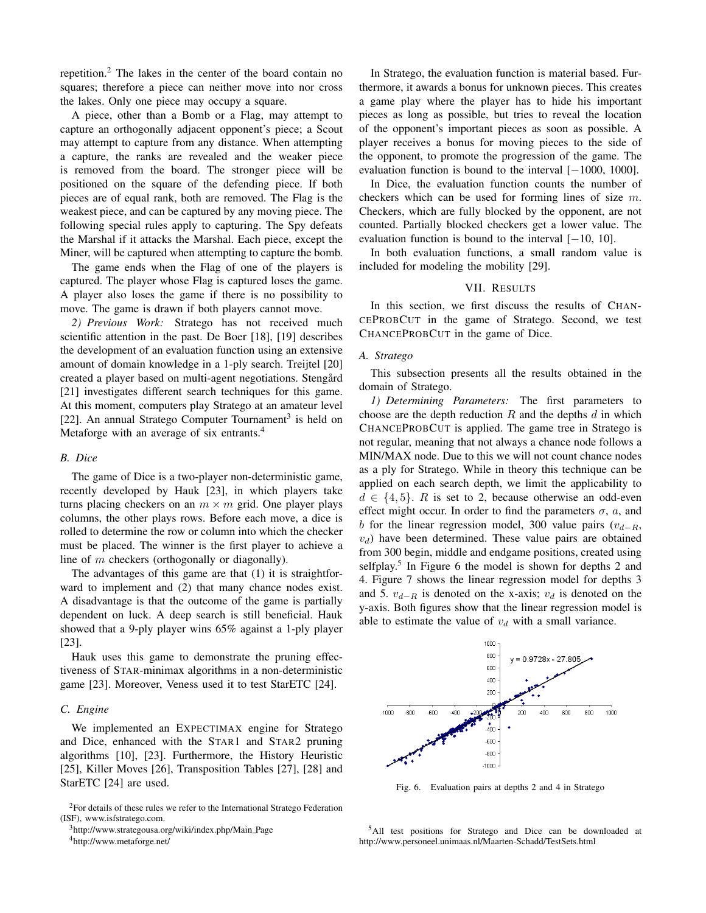repetition.[2] The lakes in the center of the board contain no squares; therefore a piece can neither move into nor cross the lakes. Only one piece may occupy a square.

A piece, other than a Bomb or a Flag, may attempt to capture an orthogonally adjacent opponent's piece; a Scout may attempt to capture from any distance. When attempting a capture, the ranks are revealed and the weaker piece is removed from the board. The stronger piece will be positioned on the square of the defending piece. If both pieces are of equal rank, both are removed. The Flag is the weakest piece, and can be captured by any moving piece. The following special rules apply to capturing. The Spy defeats the Marshal if it attacks the Marshal. Each piece, except the Miner, will be captured when attempting to capture the bomb.

The game ends when the Flag of one of the players is captured. The player whose Flag is captured loses the game. A player also loses the game if there is no possibility to move. The game is drawn if both players cannot move.

*2) Previous Work:* Stratego has not received much scientific attention in the past. De Boer [18], [19] describes the development of an evaluation function using an extensive amount of domain knowledge in a 1-ply search. Treijtel [20] created a player based on multi-agent negotiations. Stengård [21] investigates different search techniques for this game. At this moment, computers play Stratego at an amateur level [22]. An annual Stratego Computer Tournament[3] is held on Metaforge with an average of six entrants.[4]

### B. Dice

The game of Dice is a two-player non-deterministic game, recently developed by Hauk [23], in which players take turns placing checkers on an $m \times m$ grid. One player plays columns, the other plays rows. Before each move, a dice is rolled to determine the row or column into which the checker must be placed. The winner is the first player to achieve a line of $m$ checkers (orthogonally or diagonally).

The advantages of this game are that (1) it is straightforward to implement and (2) that many chance nodes exist. A disadvantage is that the outcome of the game is partially dependent on luck. A deep search is still beneficial. Hauk showed that a 9-ply player wins 65% against a 1-ply player [23].

Hauk uses this game to demonstrate the pruning effectiveness of STAR-minimax algorithms in a non-deterministic game [23]. Moreover, Veness used it to test StarETC [24].

### C. Engine

We implemented an EXPECTIMAX engine for Stratego and Dice, enhanced with the STAR1 and STAR2 pruning algorithms [10], [23]. Furthermore, the History Heuristic [25], Killer Moves [26], Transposition Tables [27], [28] and StarETC [24] are used.

In Stratego, the evaluation function is material based. Furthermore, it awards a bonus for unknown pieces. This creates a game play where the player has to hide his important pieces as long as possible, but tries to reveal the location of the opponent's important pieces as soon as possible. A player receives a bonus for moving pieces to the side of the opponent, to promote the progression of the game. The evaluation function is bound to the interval $[-1000, 1000]$.

In Dice, the evaluation function counts the number of checkers which can be used for forming lines of size $m$. Checkers, which are fully blocked by the opponent, are not counted. Partially blocked checkers get a lower value. The evaluation function is bound to the interval $[-10, 10]$.

In both evaluation functions, a small random value is included for modeling the mobility [29].

## VII. RESULTS

In this section, we first discuss the results of CHANCEPROBCUT in the game of Stratego. Second, we test CHANCEPROBCUT in the game of Dice.

### A. Stratego

This subsection presents all the results obtained in the domain of Stratego.

*1) Determining Parameters:* The first parameters to choose are the depth reduction $R$ and the depths $d$ in which CHANCEPROBCUT is applied. The game tree in Stratego is not regular, meaning that not always a chance node follows a MIN/MAX node. Due to this we will not count chance nodes as a ply for Stratego. While in theory this technique can be applied on each search depth, we limit the applicability to $d \in \{4, 5\}$. $R$ is set to 2, because otherwise an odd-even effect might occur. In order to find the parameters $\sigma$, $a$, and $b$ for the linear regression model, 300 value pairs ($v_{d-R}$, $v_d$) have been determined. These value pairs are obtained from 300 begin, middle and endgame positions, created using selfplay.[5] In Figure 6 the model is shown for depths 2 and 4. Figure 7 shows the linear regression model for depths 3 and 5. $v_{d-R}$ is denoted on the x-axis; $v_d$ is denoted on the y-axis. Both figures show that the linear regression model is able to estimate the value of $v_d$ with a small variance.

Fig. 6. Evaluation pairs at depths 2 and 4 in Stratego

[2]For details of these rules we refer to the International Stratego Federation (ISF), www.isfstratego.com.

[3]http://www.strategousa.org/wiki/index.php/Main_Page

[4]http://www.metaforge.net/

[5]All test positions for Stratego and Dice can be downloaded at http://www.personeel.unimaas.nl/Maarten-Schadd/TestSets.html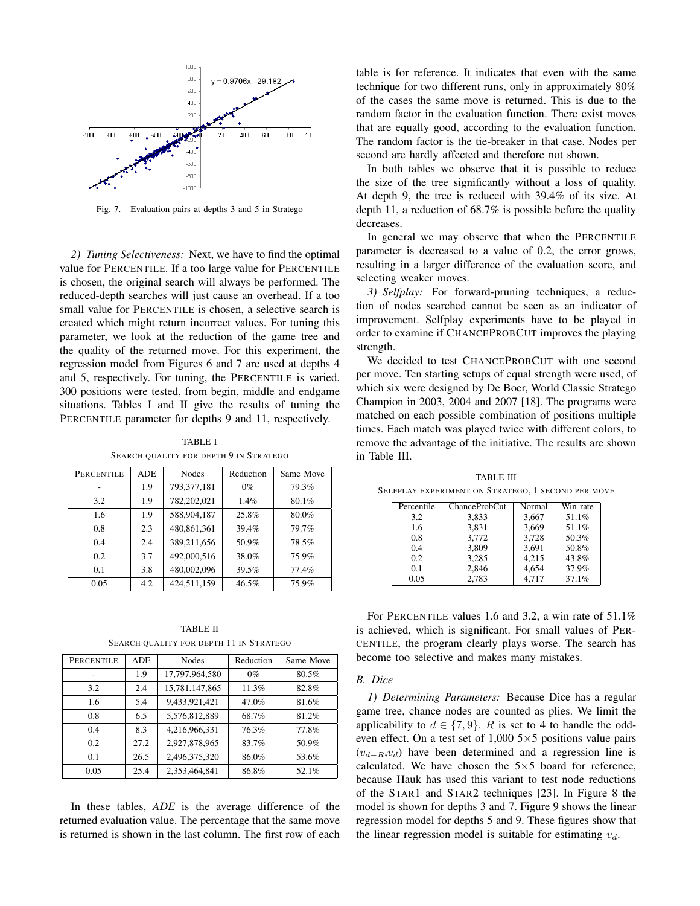Fig. 7. Evaluation pairs at depths 3 and 5 in Stratego

*2) Tuning Selectiveness:* Next, we have to find the optimal value for PERCENTILE. If a too large value for PERCENTILE is chosen, the original search will always be performed. The reduced-depth searches will just cause an overhead. If a too small value for PERCENTILE is chosen, a selective search is created which might return incorrect values. For tuning this parameter, we look at the reduction of the game tree and the quality of the returned move. For this experiment, the regression model from Figures 6 and 7 are used at depths 4 and 5, respectively. For tuning, the PERCENTILE is varied. 300 positions were tested, from begin, middle and endgame situations. Tables I and II give the results of tuning the PERCENTILE parameter for depths 9 and 11, respectively.

TABLE I
SEARCH QUALITY FOR DEPTH 9 IN STRATEGO

| PERCENTILE | ADE | Nodes | Reduction | Same Move |
|---|---|---|---|---|
| - | 1.9 | 793,377,181 | 0% | 79.3% |
| 3.2 | 1.9 | 782,202,021 | 1.4% | 80.1% |
| 1.6 | 1.9 | 588,904,187 | 25.8% | 80.0% |
| 0.8 | 2.3 | 480,861,361 | 39.4% | 79.7% |
| 0.4 | 2.4 | 389,211,656 | 50.9% | 78.5% |
| 0.2 | 3.7 | 492,000,516 | 38.0% | 75.9% |
| 0.1 | 3.8 | 480,002,096 | 39.5% | 77.4% |
| 0.05 | 4.2 | 424,511,159 | 46.5% | 75.9% |

TABLE II
SEARCH QUALITY FOR DEPTH 11 IN STRATEGO

| PERCENTILE | ADE | Nodes | Reduction | Same Move |
|---|---|---|---|---|
| - | 1.9 | 17,797,964,580 | 0% | 80.5% |
| 3.2 | 2.4 | 15,781,147,865 | 11.3% | 82.8% |
| 1.6 | 5.4 | 9,433,921,421 | 47.0% | 81.6% |
| 0.8 | 6.5 | 5,576,812,889 | 68.7% | 81.2% |
| 0.4 | 8.3 | 4,216,966,331 | 76.3% | 77.8% |
| 0.2 | 27.2 | 2,927,878,965 | 83.7% | 50.9% |
| 0.1 | 26.5 | 2,496,375,320 | 86.0% | 53.6% |
| 0.05 | 25.4 | 2,353,464,841 | 86.8% | 52.1% |

In these tables, *ADE* is the average difference of the returned evaluation value. The percentage that the same move is returned is shown in the last column. The first row of each table is for reference. It indicates that even with the same technique for two different runs, only in approximately 80% of the cases the same move is returned. This is due to the random factor in the evaluation function. There exist moves that are equally good, according to the evaluation function. The random factor is the tie-breaker in that case. Nodes per second are hardly affected and therefore not shown.

In both tables we observe that it is possible to reduce the size of the tree significantly without a loss of quality. At depth 9, the tree is reduced with 39.4% of its size. At depth 11, a reduction of 68.7% is possible before the quality decreases.

In general we may observe that when the PERCENTILE parameter is decreased to a value of 0.2, the error grows, resulting in a larger difference of the evaluation score, and selecting weaker moves.

*3) Selfplay:* For forward-pruning techniques, a reduction of nodes searched cannot be seen as an indicator of improvement. Selfplay experiments have to be played in order to examine if CHANCEPROBCUT improves the playing strength.

We decided to test CHANCEPROBCUT with one second per move. Ten starting setups of equal strength were used, of which six were designed by De Boer, World Classic Stratego Champion in 2003, 2004 and 2007 [18]. The programs were matched on each possible combination of positions multiple times. Each match was played twice with different colors, to remove the advantage of the initiative. The results are shown in Table III.

TABLE III
SELFPLAY EXPERIMENT ON STRATEGO, 1 SECOND PER MOVE

| Percentile | ChanceProbCut | Normal | Win rate |
|---|---|---|---|
| 3.2 | 3,833 | 3,667 | 51.1% |
| 1.6 | 3,831 | 3,669 | 51.1% |
| 0.8 | 3,772 | 3,728 | 50.3% |
| 0.4 | 3,809 | 3,691 | 50.8% |
| 0.2 | 3,285 | 4,215 | 43.8% |
| 0.1 | 2,846 | 4,654 | 37.9% |
| 0.05 | 2,783 | 4,717 | 37.1% |

For PERCENTILE values 1.6 and 3.2, a win rate of 51.1% is achieved, which is significant. For small values of PERCENTILE, the program clearly plays worse. The search has become too selective and makes many mistakes.

### B. Dice

*1) Determining Parameters:* Because Dice has a regular game tree, chance nodes are counted as plies. We limit the applicability to $d \in \{7, 9\}$. $R$ is set to 4 to handle the odd-even effect. On a test set of 1,000 5×5 positions value pairs $(v_{d-R}, v_d)$ have been determined and a regression line is calculated. We have chosen the 5×5 board for reference, because Hauk has used this variant to test node reductions of the STAR1 and STAR2 techniques [23]. In Figure 8 the model is shown for depths 3 and 7. Figure 9 shows the linear regression model for depths 5 and 9. These figures show that the linear regression model is suitable for estimating $v_d$.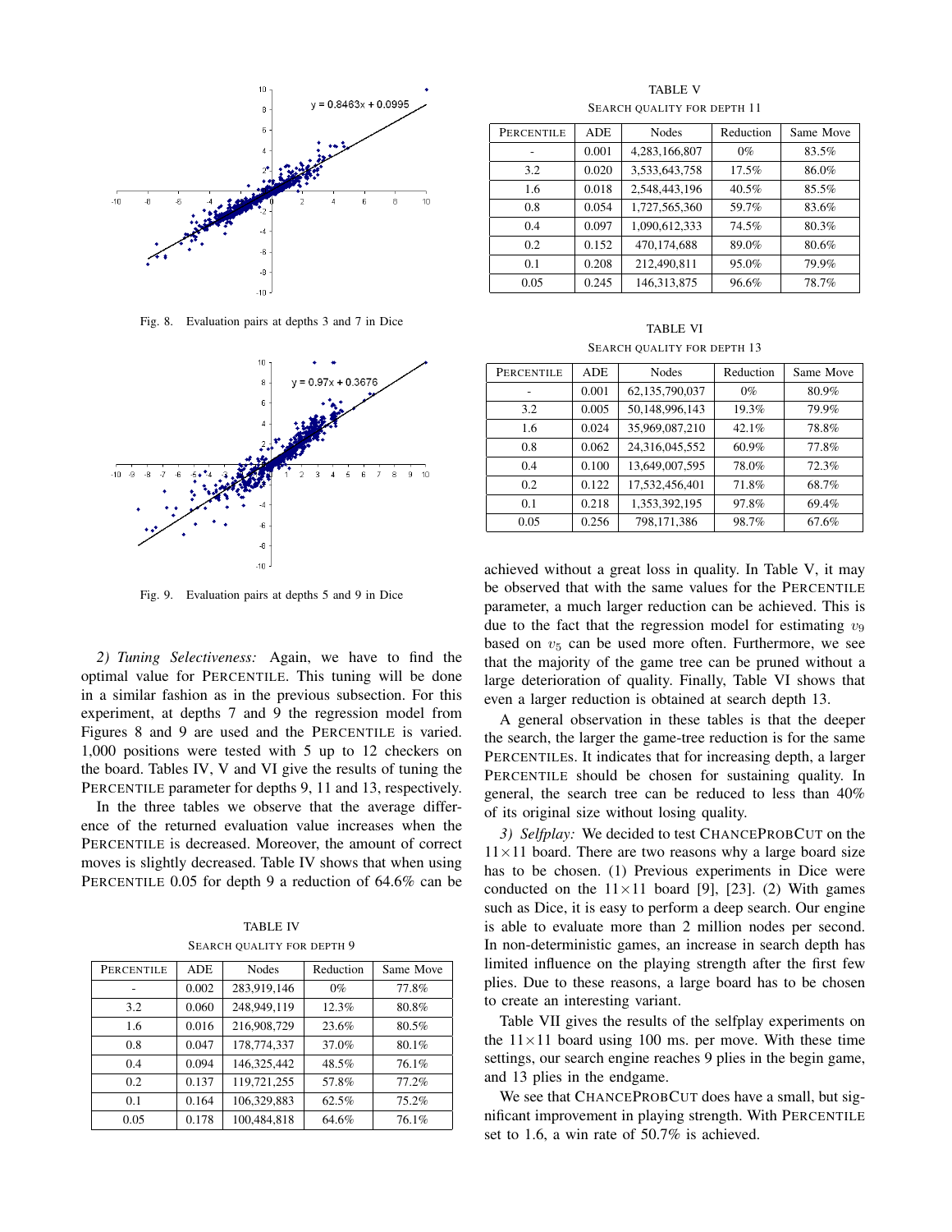Fig. 8. Evaluation pairs at depths 3 and 7 in Dice

Fig. 9. Evaluation pairs at depths 5 and 9 in Dice

*2) Tuning Selectiveness:* Again, we have to find the optimal value for PERCENTILE. This tuning will be done in a similar fashion as in the previous subsection. For this experiment, at depths 7 and 9 the regression model from Figures 8 and 9 are used and the PERCENTILE is varied. 1,000 positions were tested with 5 up to 12 checkers on the board. Tables IV, V and VI give the results of tuning the PERCENTILE parameter for depths 9, 11 and 13, respectively.

In the three tables we observe that the average difference of the returned evaluation value increases when the PERCENTILE is decreased. Moreover, the amount of correct moves is slightly decreased. Table IV shows that when using PERCENTILE 0.05 for depth 9 a reduction of 64.6% can be achieved without a great loss in quality. In Table V, it may be observed that with the same values for the PERCENTILE parameter, a much larger reduction can be achieved. This is due to the fact that the regression model for estimating $v_9$ based on $v_5$ can be used more often. Furthermore, we see that the majority of the game tree can be pruned without a large deterioration of quality. Finally, Table VI shows that even a larger reduction is obtained at search depth 13.

TABLE IV
SEARCH QUALITY FOR DEPTH 9

| PERCENTILE | ADE | Nodes | Reduction | Same Move |
|---|---|---|---|---|
| - | 0.002 | 283,919,146 | 0% | 77.8% |
| 3.2 | 0.060 | 248,949,119 | 12.3% | 80.8% |
| 1.6 | 0.016 | 216,908,729 | 23.6% | 80.5% |
| 0.8 | 0.047 | 178,774,337 | 37.0% | 80.1% |
| 0.4 | 0.094 | 146,325,442 | 48.5% | 76.1% |
| 0.2 | 0.137 | 119,721,255 | 57.8% | 77.2% |
| 0.1 | 0.164 | 106,329,883 | 62.5% | 75.2% |
| 0.05 | 0.178 | 100,484,818 | 64.6% | 76.1% |

TABLE V
SEARCH QUALITY FOR DEPTH 11

| PERCENTILE | ADE | Nodes | Reduction | Same Move |
|---|---|---|---|---|
| - | 0.001 | 4,283,166,807 | 0% | 83.5% |
| 3.2 | 0.020 | 3,533,643,758 | 17.5% | 86.0% |
| 1.6 | 0.018 | 2,548,443,196 | 40.5% | 85.5% |
| 0.8 | 0.054 | 1,727,565,360 | 59.7% | 83.6% |
| 0.4 | 0.097 | 1,090,612,333 | 74.5% | 80.3% |
| 0.2 | 0.152 | 470,174,688 | 89.0% | 80.6% |
| 0.1 | 0.208 | 212,490,811 | 95.0% | 79.9% |
| 0.05 | 0.245 | 146,313,875 | 96.6% | 78.7% |

TABLE VI
SEARCH QUALITY FOR DEPTH 13

| PERCENTILE | ADE | Nodes | Reduction | Same Move |
|---|---|---|---|---|
| - | 0.001 | 62,135,790,037 | 0% | 80.9% |
| 3.2 | 0.005 | 50,148,996,143 | 19.3% | 79.9% |
| 1.6 | 0.024 | 35,969,087,210 | 42.1% | 78.8% |
| 0.8 | 0.062 | 24,316,045,552 | 60.9% | 77.8% |
| 0.4 | 0.100 | 13,649,007,595 | 78.0% | 72.3% |
| 0.2 | 0.122 | 17,532,456,401 | 71.8% | 68.7% |
| 0.1 | 0.218 | 1,353,392,195 | 97.8% | 69.4% |
| 0.05 | 0.256 | 798,171,386 | 98.7% | 67.6% |

A general observation in these tables is that the deeper the search, the larger the game-tree reduction is for the same PERCENTILEs. It indicates that for increasing depth, a larger PERCENTILE should be chosen for sustaining quality. In general, the search tree can be reduced to less than 40% of its original size without losing quality.

*3) Selfplay:* We decided to test CHANCEPROBCUT on the $11 \times 11$ board. There are two reasons why a large board size has to be chosen. (1) Previous experiments in Dice were conducted on the $11 \times 11$ board [9], [23]. (2) With games such as Dice, it is easy to perform a deep search. Our engine is able to evaluate more than 2 million nodes per second. In non-deterministic games, an increase in search depth has limited influence on the playing strength after the first few plies. Due to these reasons, a large board has to be chosen to create an interesting variant.

Table VII gives the results of the selfplay experiments on the $11 \times 11$ board using 100 ms. per move. With these time settings, our search engine reaches 9 plies in the begin game, and 13 plies in the endgame.

We see that CHANCEPROBCUT does have a small, but significant improvement in playing strength. With PERCENTILE set to 1.6, a win rate of 50.7% is achieved.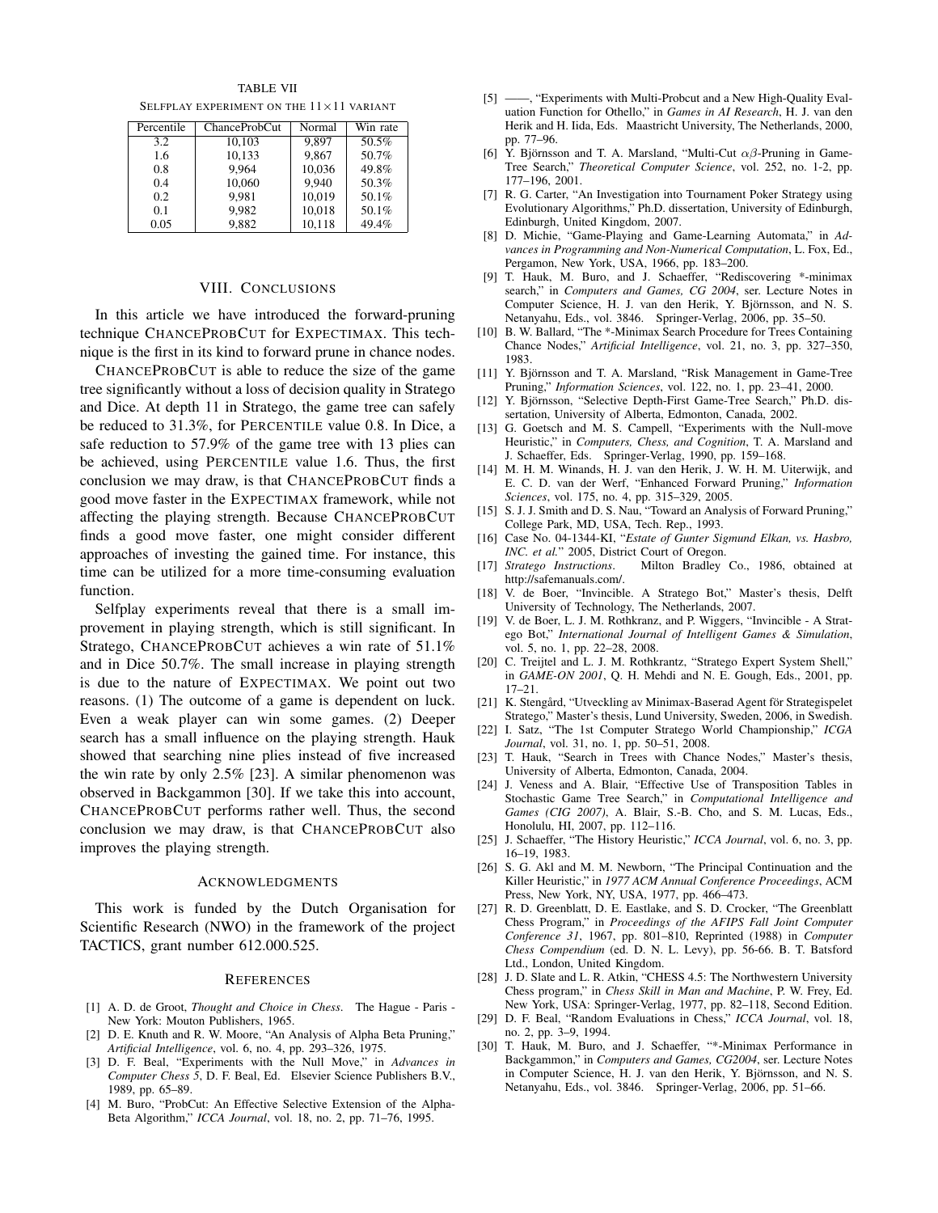TABLE VII
SELFPLAY EXPERIMENT ON THE $11\times11$ VARIANT

| Percentile | ChanceProbCut | Normal | Win rate |
|---|---|---|---|
| 3.2 | 10,103 | 9,897 | 50.5% |
| 1.6 | 10,133 | 9,867 | 50.7% |
| 0.8 | 9,964 | 10,036 | 49.8% |
| 0.4 | 10,060 | 9,940 | 50.3% |
| 0.2 | 9,981 | 10,019 | 50.1% |
| 0.1 | 9,982 | 10,018 | 50.1% |
| 0.05 | 9,882 | 10,118 | 49.4% |

## VIII. CONCLUSIONS

In this article we have introduced the forward-pruning technique CHANCEPROBCUT for EXPECTIMAX. This technique is the first in its kind to forward prune in chance nodes.

CHANCEPROBCUT is able to reduce the size of the game tree significantly without a loss of decision quality in Stratego and Dice. At depth 11 in Stratego, the game tree can safely be reduced to 31.3%, for PERCENTILE value 0.8. In Dice, a safe reduction to 57.9% of the game tree with 13 plies can be achieved, using PERCENTILE value 1.6. Thus, the first conclusion we may draw, is that CHANCEPROBCUT finds a good move faster in the EXPECTIMAX framework, while not affecting the playing strength. Because CHANCEPROBCUT finds a good move faster, one might consider different approaches of investing the gained time. For instance, this time can be utilized for a more time-consuming evaluation function.

Selfplay experiments reveal that there is a small improvement in playing strength, which is still significant. In Stratego, CHANCEPROBCUT achieves a win rate of 51.1% and in Dice 50.7%. The small increase in playing strength is due to the nature of EXPECTIMAX. We point out two reasons. (1) The outcome of a game is dependent on luck. Even a weak player can win some games. (2) Deeper search has a small influence on the playing strength. Hauk showed that searching nine plies instead of five increased the win rate by only 2.5% [23]. A similar phenomenon was observed in Backgammon [30]. If we take this into account, CHANCEPROBCUT performs rather well. Thus, the second conclusion we may draw, is that CHANCEPROBCUT also improves the playing strength.

## ACKNOWLEDGMENTS

This work is funded by the Dutch Organisation for Scientific Research (NWO) in the framework of the project TACTICS, grant number 612.000.525.

## REFERENCES

[1] A. D. de Groot, *Thought and Choice in Chess*. The Hague - Paris - New York: Mouton Publishers, 1965.

[2] D. E. Knuth and R. W. Moore, "An Analysis of Alpha Beta Pruning," *Artificial Intelligence*, vol. 6, no. 4, pp. 293–326, 1975.

[3] D. F. Beal, "Experiments with the Null Move," in *Advances in Computer Chess 5*, D. F. Beal, Ed. Elsevier Science Publishers B.V., 1989, pp. 65–89.

[4] M. Buro, "ProbCut: An Effective Selective Extension of the Alpha-Beta Algorithm," *ICCA Journal*, vol. 18, no. 2, pp. 71–76, 1995.

[5] ——, "Experiments with Multi-Probcut and a New High-Quality Evaluation Function for Othello," in *Games in AI Research*, H. J. van den Herik and H. Iida, Eds. Maastricht University, The Netherlands, 2000, pp. 77–96.

[6] Y. Björnsson and T. A. Marsland, "Multi-Cut $\alpha\beta$-Pruning in Game-Tree Search," *Theoretical Computer Science*, vol. 252, no. 1-2, pp. 177–196, 2001.

[7] R. G. Carter, "An Investigation into Tournament Poker Strategy using Evolutionary Algorithms," Ph.D. dissertation, University of Edinburgh, Edinburgh, United Kingdom, 2007.

[8] D. Michie, "Game-Playing and Game-Learning Automata," in *Advances in Programming and Non-Numerical Computation*, L. Fox, Ed., Pergamon, New York, USA, 1966, pp. 183–200.

[9] T. Hauk, M. Buro, and J. Schaeffer, "Rediscovering *-minimax search," in *Computers and Games, CG 2004*, ser. Lecture Notes in Computer Science, H. J. van den Herik, Y. Björnsson, and N. S. Netanyahu, Eds., vol. 3846. Springer-Verlag, 2006, pp. 35–50.

[10] B. W. Ballard, "The *-Minimax Search Procedure for Trees Containing Chance Nodes," *Artificial Intelligence*, vol. 21, no. 3, pp. 327–350, 1983.

[11] Y. Björnsson and T. A. Marsland, "Risk Management in Game-Tree Pruning," *Information Sciences*, vol. 122, no. 1, pp. 23–41, 2000.

[12] Y. Björnsson, "Selective Depth-First Game-Tree Search," Ph.D. dissertation, University of Alberta, Edmonton, Canada, 2002.

[13] G. Goetsch and M. S. Campell, "Experiments with the Null-move Heuristic," in *Computers, Chess, and Cognition*, T. A. Marsland and J. Schaeffer, Eds. Springer-Verlag, 1990, pp. 159–168.

[14] M. H. M. Winands, H. J. van den Herik, J. W. H. M. Uiterwijk, and E. C. D. van der Werf, "Enhanced Forward Pruning," *Information Sciences*, vol. 175, no. 4, pp. 315–329, 2005.

[15] S. J. J. Smith and D. S. Nau, "Toward an Analysis of Forward Pruning," College Park, MD, USA, Tech. Rep., 1993.

[16] Case No. 04-1344-KI, "*Estate of Gunter Sigmund Elkan, vs. Hasbro, INC. et al.*" 2005, District Court of Oregon.

[17] *Stratego Instructions*. Milton Bradley Co., 1986, obtained at http://safemanuals.com/.

[18] V. de Boer, "Invincible. A Stratego Bot," Master's thesis, Delft University of Technology, The Netherlands, 2007.

[19] V. de Boer, L. J. M. Rothkranz, and P. Wiggers, "Invincible - A Stratego Bot," *International Journal of Intelligent Games & Simulation*, vol. 5, no. 1, pp. 22–28, 2008.

[20] C. Treijtel and L. J. M. Rothkrantz, "Stratego Expert System Shell," in *GAME-ON 2001*, Q. H. Mehdi and N. E. Gough, Eds., 2001, pp. 17–21.

[21] K. Stengård, "Utveckling av Minimax-Baserad Agent för Strategispelet Stratego," Master's thesis, Lund University, Sweden, 2006, in Swedish.

[22] I. Satz, "The 1st Computer Stratego World Championship," *ICGA Journal*, vol. 31, no. 1, pp. 50–51, 2008.

[23] T. Hauk, "Search in Trees with Chance Nodes," Master's thesis, University of Alberta, Edmonton, Canada, 2004.

[24] J. Veness and A. Blair, "Effective Use of Transposition Tables in Stochastic Game Tree Search," in *Computational Intelligence and Games (CIG 2007)*, A. Blair, S.-B. Cho, and S. M. Lucas, Eds., Honolulu, HI, 2007, pp. 112–116.

[25] J. Schaeffer, "The History Heuristic," *ICCA Journal*, vol. 6, no. 3, pp. 16–19, 1983.

[26] S. G. Akl and M. M. Newborn, "The Principal Continuation and the Killer Heuristic," in *1977 ACM Annual Conference Proceedings*, ACM Press, New York, NY, USA, 1977, pp. 466–473.

[27] R. D. Greenblatt, D. E. Eastlake, and S. D. Crocker, "The Greenblatt Chess Program," in *Proceedings of the AFIPS Fall Joint Computer Conference 31*, 1967, pp. 801–810, Reprinted (1988) in *Computer Chess Compendium* (ed. D. N. L. Levy), pp. 56-66. B. T. Batsford Ltd., London, United Kingdom.

[28] J. D. Slate and L. R. Atkin, "CHESS 4.5: The Northwestern University Chess program," in *Chess Skill in Man and Machine*, P. W. Frey, Ed. New York, USA: Springer-Verlag, 1977, pp. 82–118, Second Edition.

[29] D. F. Beal, "Random Evaluations in Chess," *ICCA Journal*, vol. 18, no. 2, pp. 3–9, 1994.

[30] T. Hauk, M. Buro, and J. Schaeffer, "*-Minimax Performance in Backgammon," in *Computers and Games, CG2004*, ser. Lecture Notes in Computer Science, H. J. van den Herik, Y. Björnsson, and N. S. Netanyahu, Eds., vol. 3846. Springer-Verlag, 2006, pp. 51–66.